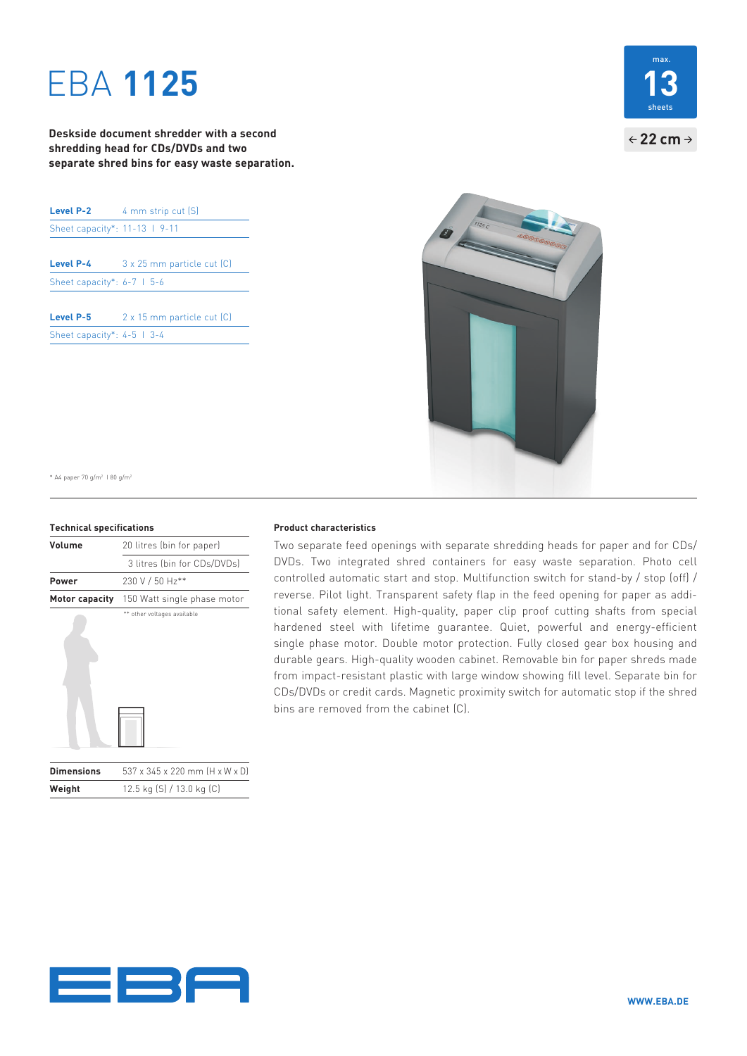# EBA **1125**

**Deskside document shredder with a second shredding head for CDs/DVDs and two separate shred bins for easy waste separation.**

max.
**13**
sheets

← **22 cm** →

| **Level P-2** | 4 mm strip cut (S) |
|---|---|
| Sheet capacity*: | 11-13 I 9-11 |
| **Level P-4** | 3 x 25 mm particle cut (C) |
| Sheet capacity*: | 6-7 I 5-6 |
| **Level P-5** | 2 x 15 mm particle cut (C) |
| Sheet capacity*: | 4-5 I 3-4 |

\* A4 paper 70 g/m² I 80 g/m²

### Technical specifications

| | |
|---|---|
| **Volume** | 20 litres (bin for paper) |
| | 3 litres (bin for CDs/DVDs) |
| **Power** | 230 V / 50 Hz** |
| **Motor capacity** | 150 Watt single phase motor |

** other voltages available

| | |
|---|---|
| **Dimensions** | 537 x 345 x 220 mm (H x W x D) |
| **Weight** | 12.5 kg (S) / 13.0 kg (C) |

### Product characteristics

Two separate feed openings with separate shredding heads for paper and for CDs/DVDs. Two integrated shred containers for easy waste separation. Photo cell controlled automatic start and stop. Multifunction switch for stand-by / stop (off) / reverse. Pilot light. Transparent safety flap in the feed opening for paper as additional safety element. High-quality, paper clip proof cutting shafts from special hardened steel with lifetime guarantee. Quiet, powerful and energy-efficient single phase motor. Double motor protection. Fully closed gear box housing and durable gears. High-quality wooden cabinet. Removable bin for paper shreds made from impact-resistant plastic with large window showing fill level. Separate bin for CDs/DVDs or credit cards. Magnetic proximity switch for automatic stop if the shred bins are removed from the cabinet (C).

**WWW.EBA.DE**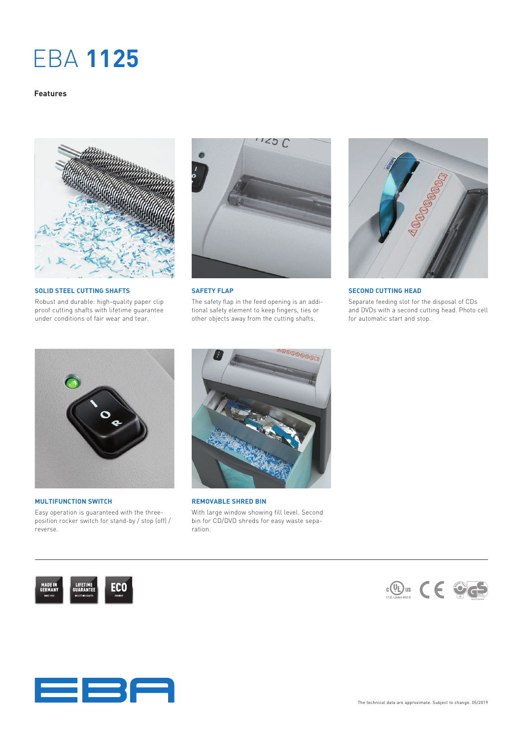# EBA **1125**

**Features**

### SOLID STEEL CUTTING SHAFTS

Robust and durable: high-quality paper clip proof cutting shafts with lifetime guarantee under conditions of fair wear and tear.

### SAFETY FLAP

The safety flap in the feed opening is an additional safety element to keep fingers, ties or other objects away from the cutting shafts.

### SECOND CUTTING HEAD

Separate feeding slot for the disposal of CDs and DVDs with a second cutting head. Photo cell for automatic start and stop.

### MULTIFUNCTION SWITCH

Easy operation is guaranteed with the three-position rocker switch for stand-by / stop (off) / reverse.

### REMOVABLE SHRED BIN

With large window showing fill level. Second bin for CD/DVD shreds for easy waste separation.

MADE IN GERMANY SINCE 1922

LIFETIME GUARANTEE ON CUTTING SHAFTS

ECO FRIENDLY

I.T.E. Listed 802 D

The technical data are approximate. Subject to change. 05/2019